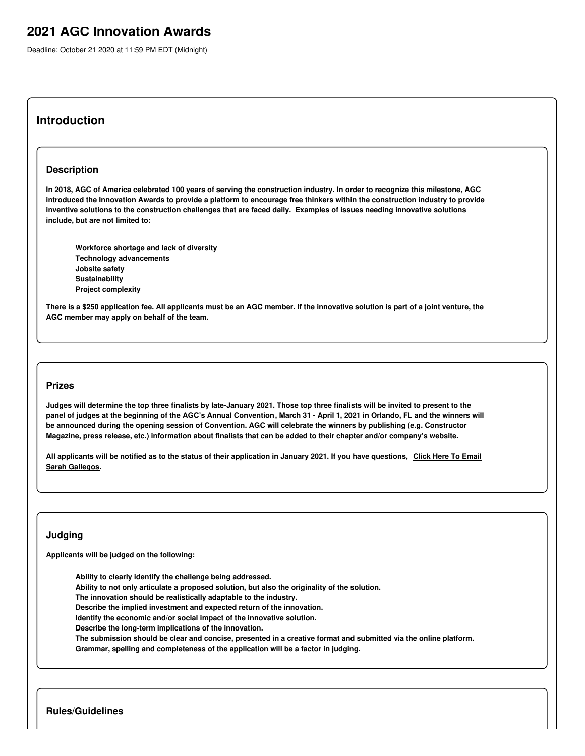# 2021 AGC Innovation Awards

Deadline: October 21 2020 at 11:59 PM EDT (Midnight)

## Introduction

### Description

**In 2018, AGC of America celebrated 100 years of serving the construction industry. In order to recognize this milestone, AGC introduced the Innovation Awards to provide a platform to encourage free thinkers within the construction industry to provide inventive solutions to the construction challenges that are faced daily. Examples of issues needing innovative solutions include, but are not limited to:**

- **Workforce shortage and lack of diversity**
- **Technology advancements**
- **Jobsite safety**
- **Sustainability**
- **Project complexity**

**There is a $250 application fee. All applicants must be an AGC member. If the innovative solution is part of a joint venture, the AGC member may apply on behalf of the team.**

### Prizes

**Judges will determine the top three finalists by late-January 2021. Those top three finalists will be invited to present to the panel of judges at the beginning of the AGC's Annual Convention, March 31 - April 1, 2021 in Orlando, FL and the winners will be announced during the opening session of Convention. AGC will celebrate the winners by publishing (e.g. Constructor Magazine, press release, etc.) information about finalists that can be added to their chapter and/or company's website.**

**All applicants will be notified as to the status of their application in January 2021. If you have questions, Click Here To Email Sarah Gallegos.**

### Judging

**Applicants will be judged on the following:**

- **Ability to clearly identify the challenge being addressed.**
- **Ability to not only articulate a proposed solution, but also the originality of the solution.**
- **The innovation should be realistically adaptable to the industry.**
- **Describe the implied investment and expected return of the innovation.**
- **Identify the economic and/or social impact of the innovative solution.**
- **Describe the long-term implications of the innovation.**
- **The submission should be clear and concise, presented in a creative format and submitted via the online platform.**
- **Grammar, spelling and completeness of the application will be a factor in judging.**

### Rules/Guidelines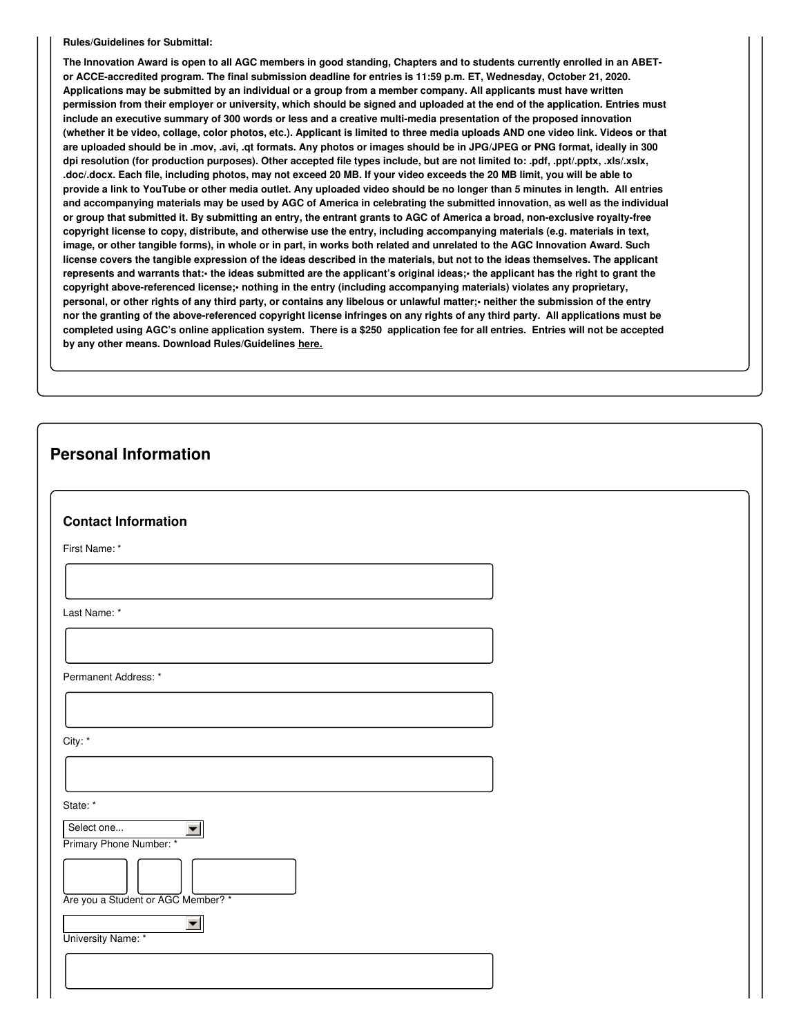**Rules/Guidelines for Submittal:**

**The Innovation Award is open to all AGC members in good standing, Chapters and to students currently enrolled in an ABET- or ACCE-accredited program. The final submission deadline for entries is 11:59 p.m. ET, Wednesday, October 21, 2020. Applications may be submitted by an individual or a group from a member company. All applicants must have written permission from their employer or university, which should be signed and uploaded at the end of the application. Entries must include an executive summary of 300 words or less and a creative multi-media presentation of the proposed innovation (whether it be video, collage, color photos, etc.). Applicant is limited to three media uploads AND one video link. Videos or that are uploaded should be in .mov, .avi, .qt formats. Any photos or images should be in JPG/JPEG or PNG format, ideally in 300 dpi resolution (for production purposes). Other accepted file types include, but are not limited to: .pdf, .ppt/.pptx, .xls/.xslx, .doc/.docx. Each file, including photos, may not exceed 20 MB. If your video exceeds the 20 MB limit, you will be able to provide a link to YouTube or other media outlet. Any uploaded video should be no longer than 5 minutes in length. All entries and accompanying materials may be used by AGC of America in celebrating the submitted innovation, as well as the individual or group that submitted it. By submitting an entry, the entrant grants to AGC of America a broad, non-exclusive royalty-free copyright license to copy, distribute, and otherwise use the entry, including accompanying materials (e.g. materials in text, image, or other tangible forms), in whole or in part, in works both related and unrelated to the AGC Innovation Award. Such license covers the tangible expression of the ideas described in the materials, but not to the ideas themselves. The applicant represents and warrants that:• the ideas submitted are the applicant's original ideas;• the applicant has the right to grant the copyright above-referenced license;• nothing in the entry (including accompanying materials) violates any proprietary, personal, or other rights of any third party, or contains any libelous or unlawful matter;• neither the submission of the entry nor the granting of the above-referenced copyright license infringes on any rights of any third party. All applications must be completed using AGC's online application system. There is a $250 application fee for all entries. Entries will not be accepted by any other means. Download Rules/Guidelines here.**

## Personal Information

### Contact Information

First Name: *

Last Name: *

Permanent Address: *

City: *

State: *

Select one...

Primary Phone Number: *

Are you a Student or AGC Member? *

University Name: *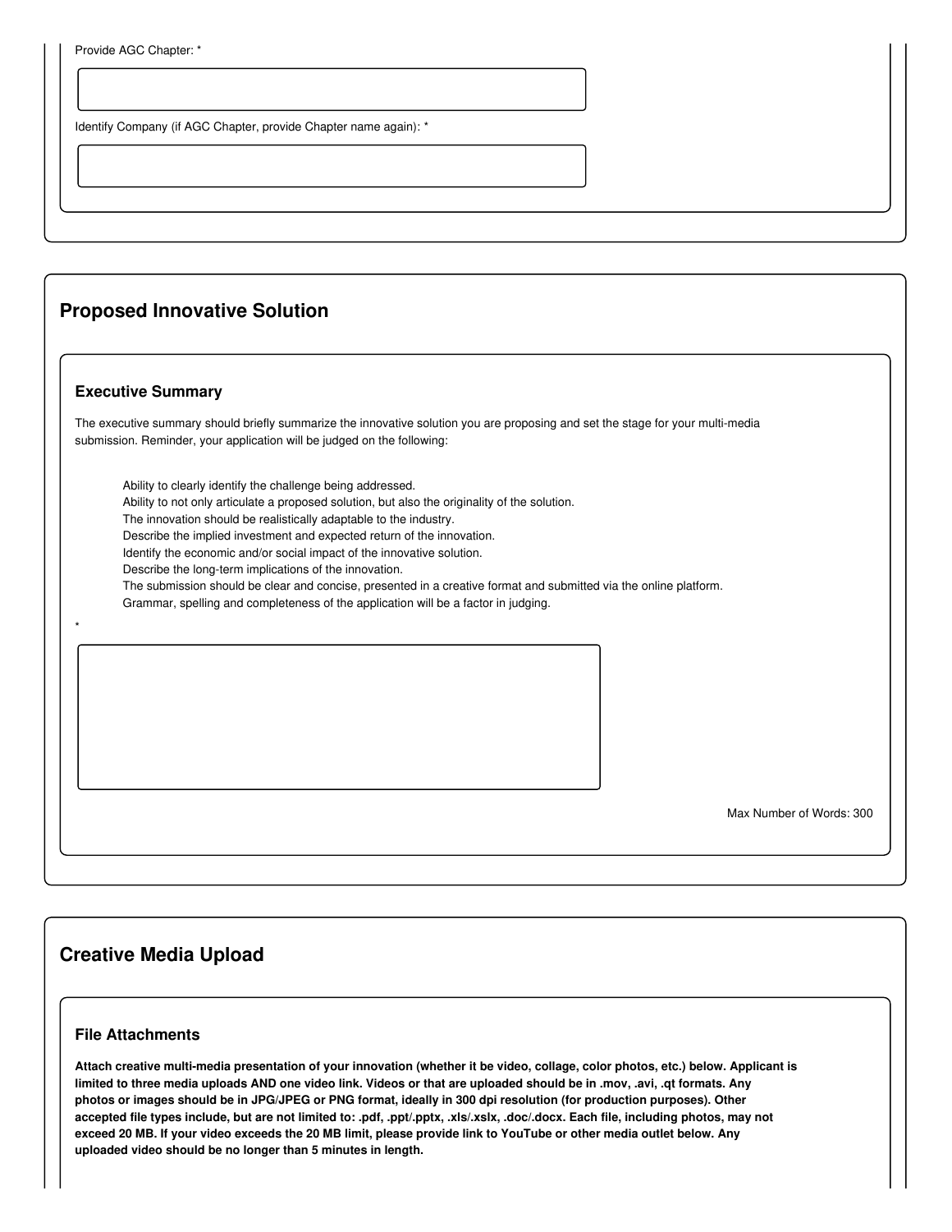Provide AGC Chapter: *

Identify Company (if AGC Chapter, provide Chapter name again): *

## Proposed Innovative Solution

### Executive Summary

The executive summary should briefly summarize the innovative solution you are proposing and set the stage for your multi-media submission. Reminder, your application will be judged on the following:

- Ability to clearly identify the challenge being addressed.
- Ability to not only articulate a proposed solution, but also the originality of the solution.
- The innovation should be realistically adaptable to the industry.
- Describe the implied investment and expected return of the innovation.
- Identify the economic and/or social impact of the innovative solution.
- Describe the long-term implications of the innovation.
- The submission should be clear and concise, presented in a creative format and submitted via the online platform.
- Grammar, spelling and completeness of the application will be a factor in judging.

*

Max Number of Words: 300

## Creative Media Upload

### File Attachments

**Attach creative multi-media presentation of your innovation (whether it be video, collage, color photos, etc.) below. Applicant is limited to three media uploads AND one video link. Videos or that are uploaded should be in .mov, .avi, .qt formats. Any photos or images should be in JPG/JPEG or PNG format, ideally in 300 dpi resolution (for production purposes). Other accepted file types include, but are not limited to: .pdf, .ppt/.pptx, .xls/.xslx, .doc/.docx. Each file, including photos, may not exceed 20 MB. If your video exceeds the 20 MB limit, please provide link to YouTube or other media outlet below. Any uploaded video should be no longer than 5 minutes in length.**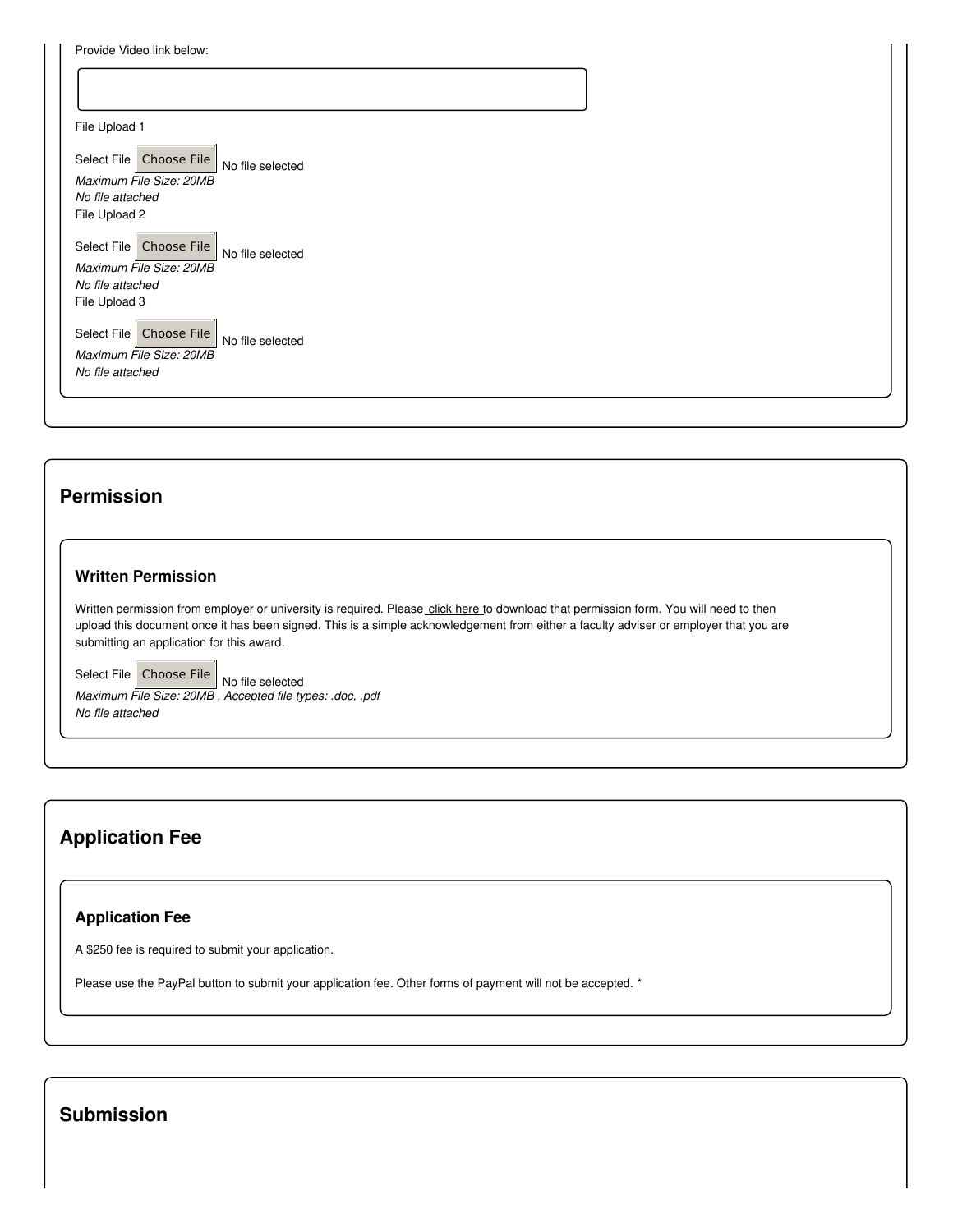Provide Video link below:

File Upload 1

Select File Choose File No file selected

*Maximum File Size: 20MB*

*No file attached*

File Upload 2

Select File Choose File No file selected

*Maximum File Size: 20MB*

*No file attached*

File Upload 3

Select File Choose File No file selected

*Maximum File Size: 20MB*

*No file attached*

## Permission

### Written Permission

Written permission from employer or university is required. Please click here to download that permission form. You will need to then upload this document once it has been signed. This is a simple acknowledgement from either a faculty adviser or employer that you are submitting an application for this award.

Select File Choose File No file selected

*Maximum File Size: 20MB , Accepted file types: .doc, .pdf*

*No file attached*

## Application Fee

### Application Fee

A $250 fee is required to submit your application.

Please use the PayPal button to submit your application fee. Other forms of payment will not be accepted. *

## Submission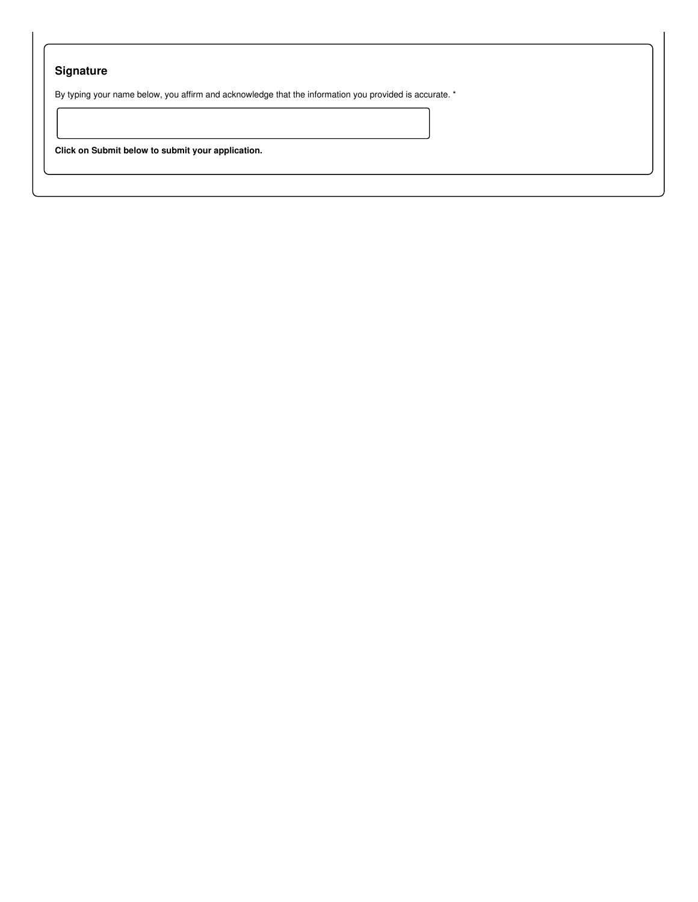### Signature

By typing your name below, you affirm and acknowledge that the information you provided is accurate. *

**Click on Submit below to submit your application.**